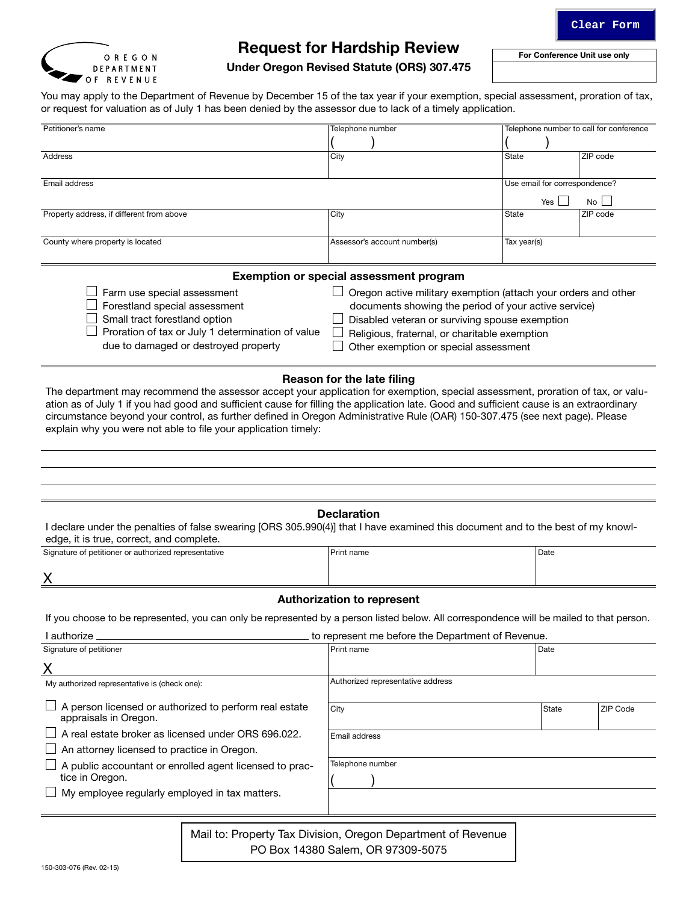OREGON DEPARTMENT OF REVENUE

# Request for Hardship Review

**Under Oregon Revised Statute (ORS) 307.475**

| For Conference Unit use only |
|---|
| |

You may apply to the Department of Revenue by December 15 of the tax year if your exemption, special assessment, proration of tax, or request for valuation as of July 1 has been denied by the assessor due to lack of a timely application.

| Petitioner's name | Telephone number | Telephone number to call for conference | |
|---|---|---|---|
| | ( ) | ( ) | |
| Address | City | State | ZIP code |
| Email address | | Use email for correspondence? Yes ☐ No ☐ | |
| Property address, if different from above | City | State | ZIP code |
| County where property is located | Assessor's account number(s) | Tax year(s) | |

## Exemption or special assessment program

- ☐ Farm use special assessment
- ☐ Forestland special assessment
- ☐ Small tract forestland option
- ☐ Proration of tax or July 1 determination of value due to damaged or destroyed property
- ☐ Oregon active military exemption (attach your orders and other documents showing the period of your active service)
- ☐ Disabled veteran or surviving spouse exemption
- ☐ Religious, fraternal, or charitable exemption
- ☐ Other exemption or special assessment

## Reason for the late filing

The department may recommend the assessor accept your application for exemption, special assessment, proration of tax, or valuation as of July 1 if you had good and sufficient cause for filling the application late. Good and sufficient cause is an extraordinary circumstance beyond your control, as further defined in Oregon Administrative Rule (OAR) 150-307.475 (see next page). Please explain why you were not able to file your application timely:

______________________________________________________________________________

______________________________________________________________________________

______________________________________________________________________________

## Declaration

I declare under the penalties of false swearing [ORS 305.990(4)] that I have examined this document and to the best of my knowledge, it is true, correct, and complete.

| Signature of petitioner or authorized representative | Print name | Date |
|---|---|---|
| X | | |

## Authorization to represent

If you choose to be represented, you can only be represented by a person listed below. All correspondence will be mailed to that person.

I authorize ______________________________ to represent me before the Department of Revenue.

| Signature of petitioner | Print name | Date |
|---|---|---|
| X | | |

My authorized representative is (check one):

- ☐ A person licensed or authorized to perform real estate appraisals in Oregon.
- ☐ A real estate broker as licensed under ORS 696.022.
- ☐ An attorney licensed to practice in Oregon.
- ☐ A public accountant or enrolled agent licensed to practice in Oregon.
- ☐ My employee regularly employed in tax matters.

| Authorized representative address | | |
|---|---|---|
| City | State | ZIP Code |
| Email address | | |
| Telephone number ( ) | | |

Mail to: Property Tax Division, Oregon Department of Revenue
PO Box 14380 Salem, OR 97309-5075

150-303-076 (Rev. 02-15)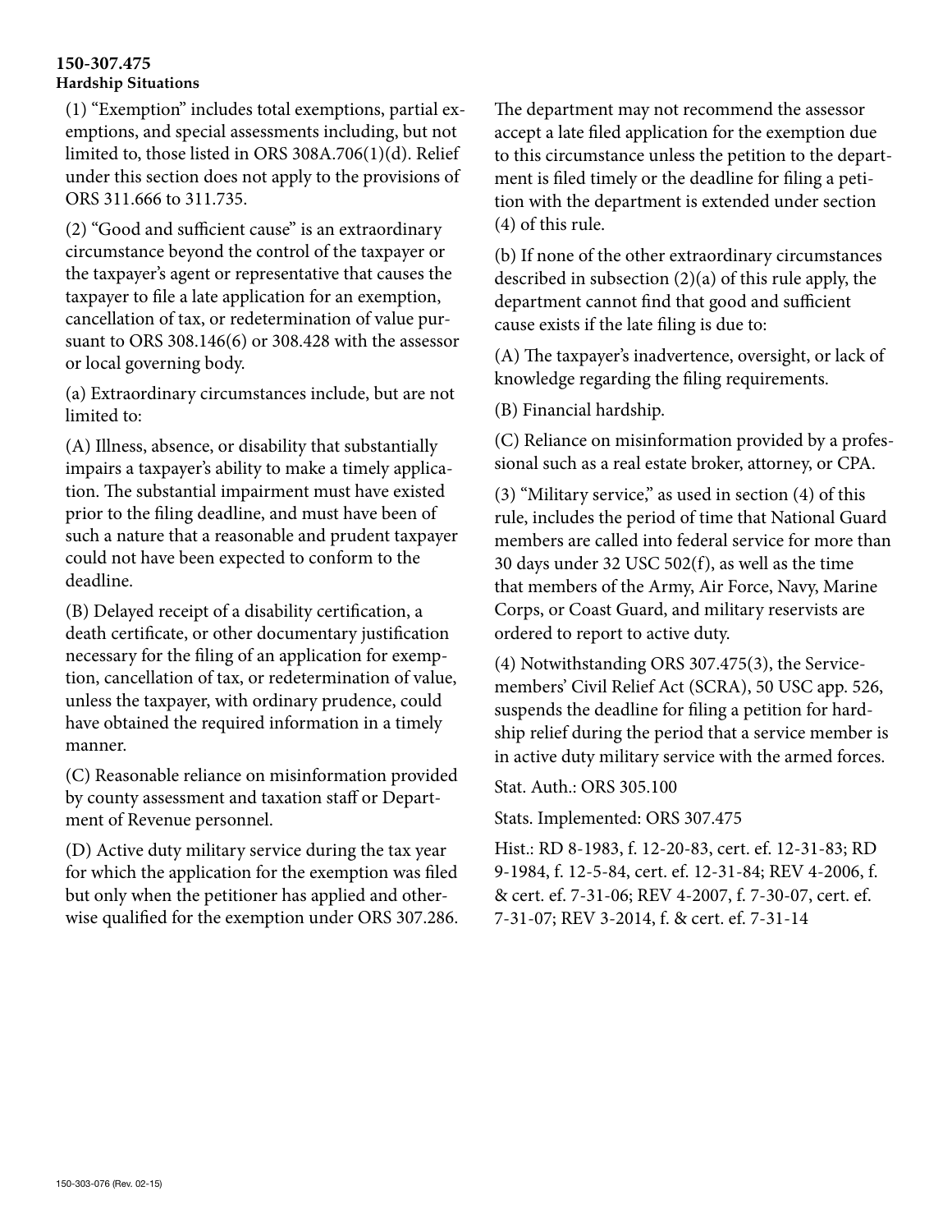**150-307.475**
**Hardship Situations**

(1) "Exemption" includes total exemptions, partial exemptions, and special assessments including, but not limited to, those listed in ORS 308A.706(1)(d). Relief under this section does not apply to the provisions of ORS 311.666 to 311.735.

(2) "Good and sufficient cause" is an extraordinary circumstance beyond the control of the taxpayer or the taxpayer's agent or representative that causes the taxpayer to file a late application for an exemption, cancellation of tax, or redetermination of value pursuant to ORS 308.146(6) or 308.428 with the assessor or local governing body.

(a) Extraordinary circumstances include, but are not limited to:

(A) Illness, absence, or disability that substantially impairs a taxpayer's ability to make a timely application. The substantial impairment must have existed prior to the filing deadline, and must have been of such a nature that a reasonable and prudent taxpayer could not have been expected to conform to the deadline.

(B) Delayed receipt of a disability certification, a death certificate, or other documentary justification necessary for the filing of an application for exemption, cancellation of tax, or redetermination of value, unless the taxpayer, with ordinary prudence, could have obtained the required information in a timely manner.

(C) Reasonable reliance on misinformation provided by county assessment and taxation staff or Department of Revenue personnel.

(D) Active duty military service during the tax year for which the application for the exemption was filed but only when the petitioner has applied and otherwise qualified for the exemption under ORS 307.286. The department may not recommend the assessor accept a late filed application for the exemption due to this circumstance unless the petition to the department is filed timely or the deadline for filing a petition with the department is extended under section (4) of this rule.

(b) If none of the other extraordinary circumstances described in subsection (2)(a) of this rule apply, the department cannot find that good and sufficient cause exists if the late filing is due to:

(A) The taxpayer's inadvertence, oversight, or lack of knowledge regarding the filing requirements.

(B) Financial hardship.

(C) Reliance on misinformation provided by a professional such as a real estate broker, attorney, or CPA.

(3) "Military service," as used in section (4) of this rule, includes the period of time that National Guard members are called into federal service for more than 30 days under 32 USC 502(f), as well as the time that members of the Army, Air Force, Navy, Marine Corps, or Coast Guard, and military reservists are ordered to report to active duty.

(4) Notwithstanding ORS 307.475(3), the Servicemembers' Civil Relief Act (SCRA), 50 USC app. 526, suspends the deadline for filing a petition for hardship relief during the period that a service member is in active duty military service with the armed forces.

Stat. Auth.: ORS 305.100

Stats. Implemented: ORS 307.475

Hist.: RD 8-1983, f. 12-20-83, cert. ef. 12-31-83; RD 9-1984, f. 12-5-84, cert. ef. 12-31-84; REV 4-2006, f. & cert. ef. 7-31-06; REV 4-2007, f. 7-30-07, cert. ef. 7-31-07; REV 3-2014, f. & cert. ef. 7-31-14